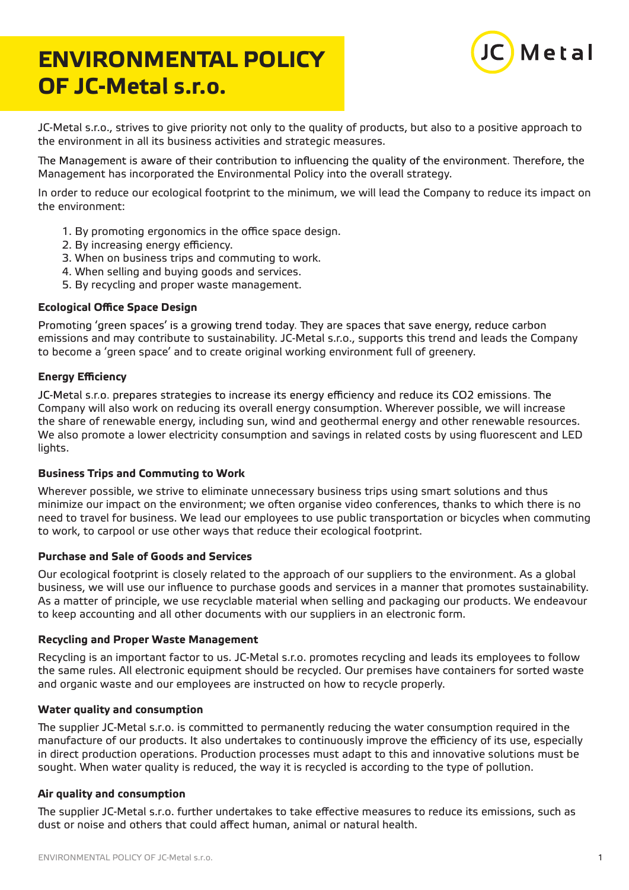# ENVIRONMENTAL POLICY OF JC-Metal s.r.o.

JC-Metal s.r.o., strives to give priority not only to the quality of products, but also to a positive approach to the environment in all its business activities and strategic measures.

The Management is aware of their contribution to influencing the quality of the environment. Therefore, the Management has incorporated the Environmental Policy into the overall strategy.

In order to reduce our ecological footprint to the minimum, we will lead the Company to reduce its impact on the environment:

1. By promoting ergonomics in the office space design.
2. By increasing energy efficiency.
3. When on business trips and commuting to work.
4. When selling and buying goods and services.
5. By recycling and proper waste management.

**Ecological Office Space Design**

Promoting 'green spaces' is a growing trend today. They are spaces that save energy, reduce carbon emissions and may contribute to sustainability. JC-Metal s.r.o., supports this trend and leads the Company to become a 'green space' and to create original working environment full of greenery.

**Energy Efficiency**

JC-Metal s.r.o. prepares strategies to increase its energy efficiency and reduce its CO2 emissions. The Company will also work on reducing its overall energy consumption. Wherever possible, we will increase the share of renewable energy, including sun, wind and geothermal energy and other renewable resources. We also promote a lower electricity consumption and savings in related costs by using fluorescent and LED lights.

**Business Trips and Commuting to Work**

Wherever possible, we strive to eliminate unnecessary business trips using smart solutions and thus minimize our impact on the environment; we often organise video conferences, thanks to which there is no need to travel for business. We lead our employees to use public transportation or bicycles when commuting to work, to carpool or use other ways that reduce their ecological footprint.

**Purchase and Sale of Goods and Services**

Our ecological footprint is closely related to the approach of our suppliers to the environment. As a global business, we will use our influence to purchase goods and services in a manner that promotes sustainability. As a matter of principle, we use recyclable material when selling and packaging our products. We endeavour to keep accounting and all other documents with our suppliers in an electronic form.

**Recycling and Proper Waste Management**

Recycling is an important factor to us. JC-Metal s.r.o. promotes recycling and leads its employees to follow the same rules. All electronic equipment should be recycled. Our premises have containers for sorted waste and organic waste and our employees are instructed on how to recycle properly.

**Water quality and consumption**

The supplier JC-Metal s.r.o. is committed to permanently reducing the water consumption required in the manufacture of our products. It also undertakes to continuously improve the efficiency of its use, especially in direct production operations. Production processes must adapt to this and innovative solutions must be sought. When water quality is reduced, the way it is recycled is according to the type of pollution.

**Air quality and consumption**

The supplier JC-Metal s.r.o. further undertakes to take effective measures to reduce its emissions, such as dust or noise and others that could affect human, animal or natural health.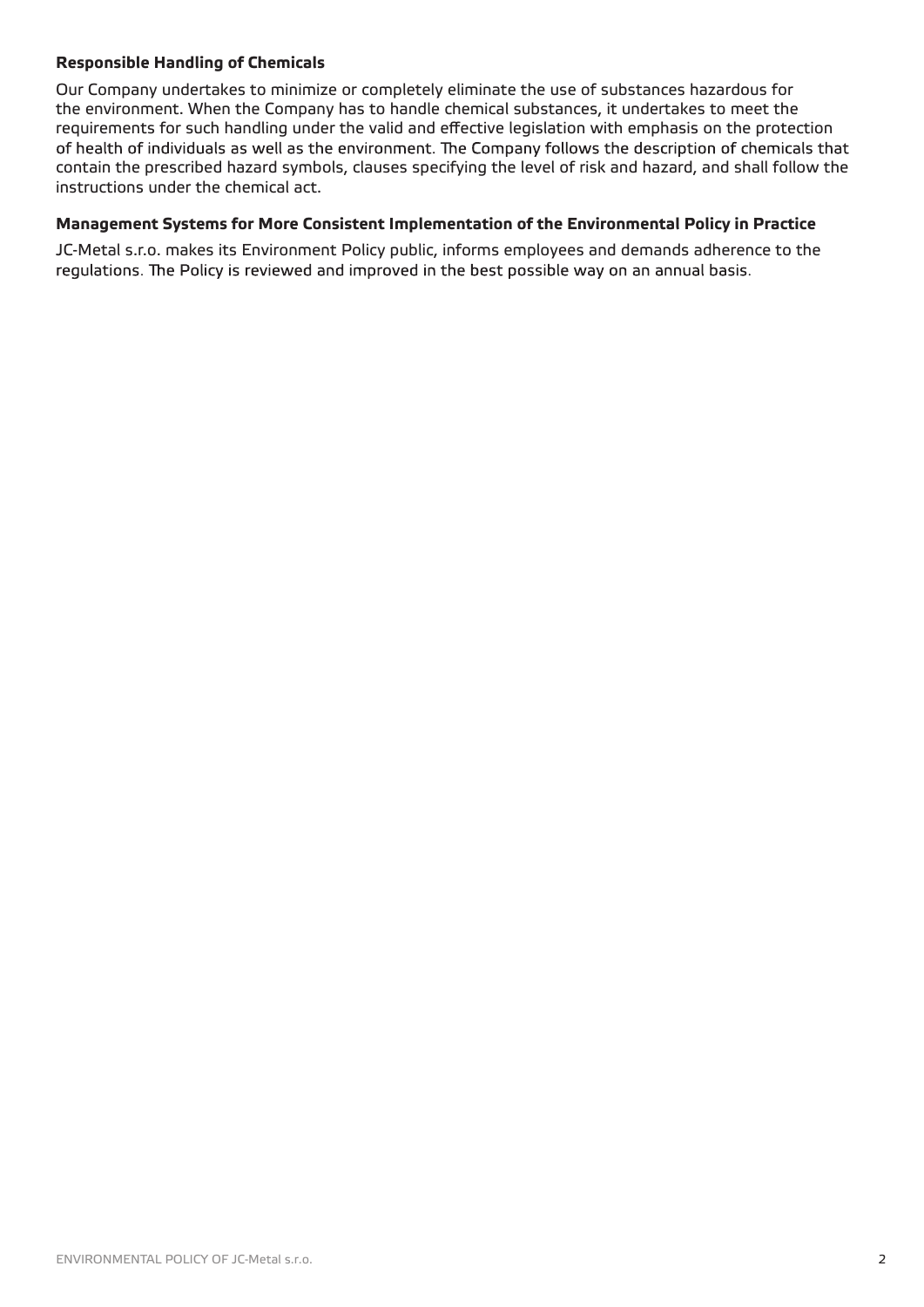### Responsible Handling of Chemicals

Our Company undertakes to minimize or completely eliminate the use of substances hazardous for the environment. When the Company has to handle chemical substances, it undertakes to meet the requirements for such handling under the valid and effective legislation with emphasis on the protection of health of individuals as well as the environment. The Company follows the description of chemicals that contain the prescribed hazard symbols, clauses specifying the level of risk and hazard, and shall follow the instructions under the chemical act.

### Management Systems for More Consistent Implementation of the Environmental Policy in Practice

JC-Metal s.r.o. makes its Environment Policy public, informs employees and demands adherence to the regulations. The Policy is reviewed and improved in the best possible way on an annual basis.